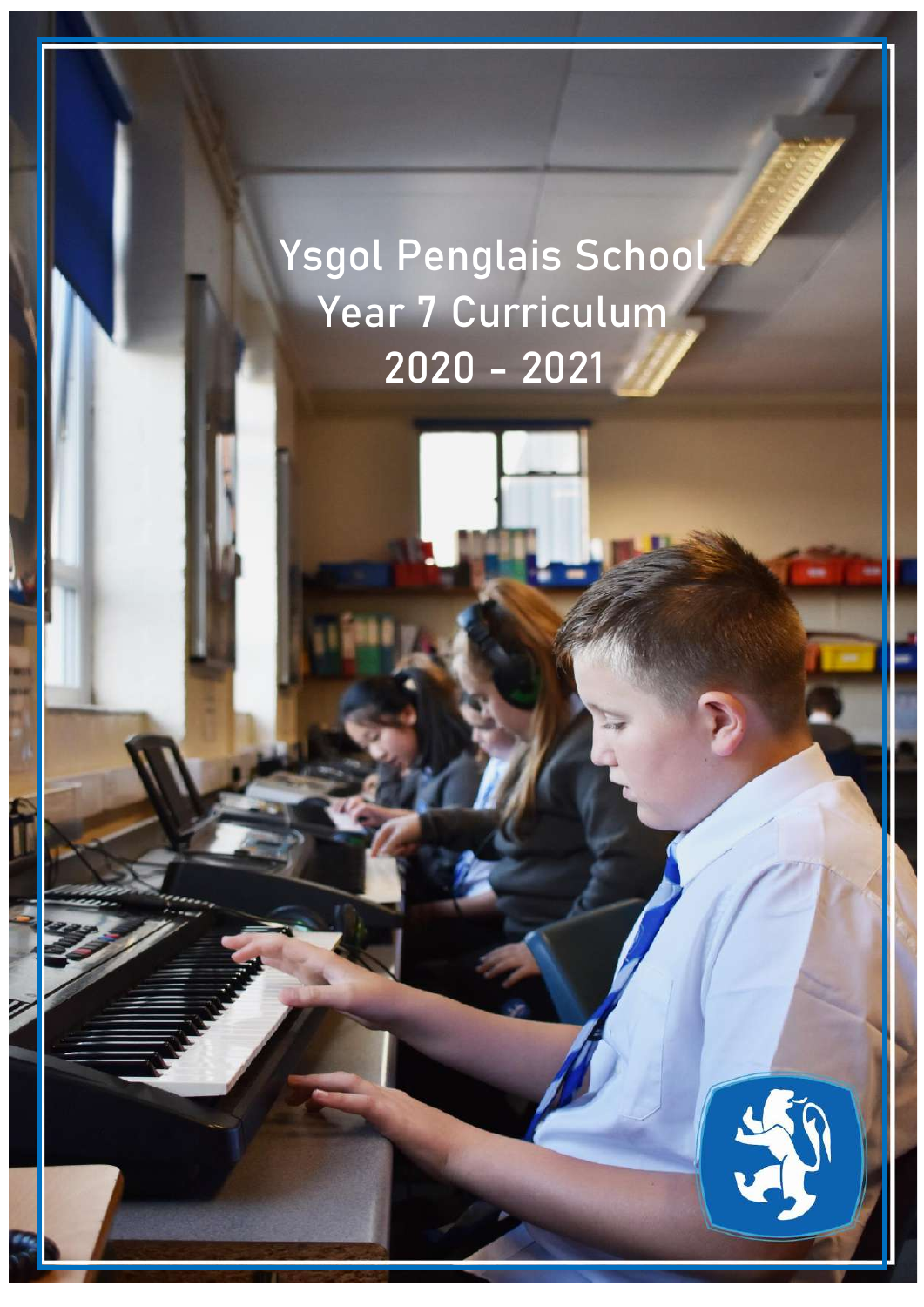# Ysgol Penglais School
# Year 7 Curriculum
# 2020 - 2021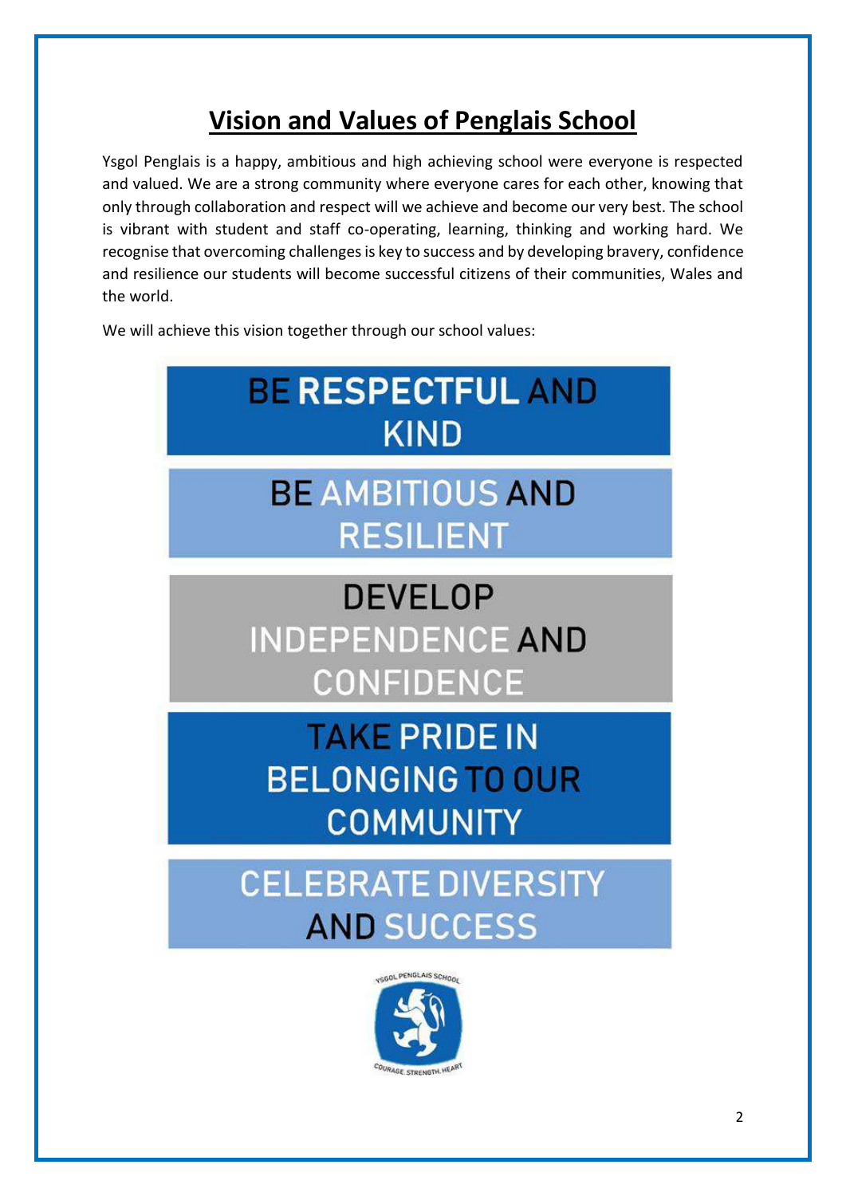# Vision and Values of Penglais School

Ysgol Penglais is a happy, ambitious and high achieving school were everyone is respected and valued. We are a strong community where everyone cares for each other, knowing that only through collaboration and respect will we achieve and become our very best. The school is vibrant with student and staff co-operating, learning, thinking and working hard. We recognise that overcoming challenges is key to success and by developing bravery, confidence and resilience our students will become successful citizens of their communities, Wales and the world.

We will achieve this vision together through our school values:

**BE RESPECTFUL AND KIND**

**BE AMBITIOUS AND RESILIENT**

**DEVELOP INDEPENDENCE AND CONFIDENCE**

**TAKE PRIDE IN BELONGING TO OUR COMMUNITY**

**CELEBRATE DIVERSITY AND SUCCESS**

YSGOL PENGLAIS SCHOOL

COURAGE. STRENGTH. HEART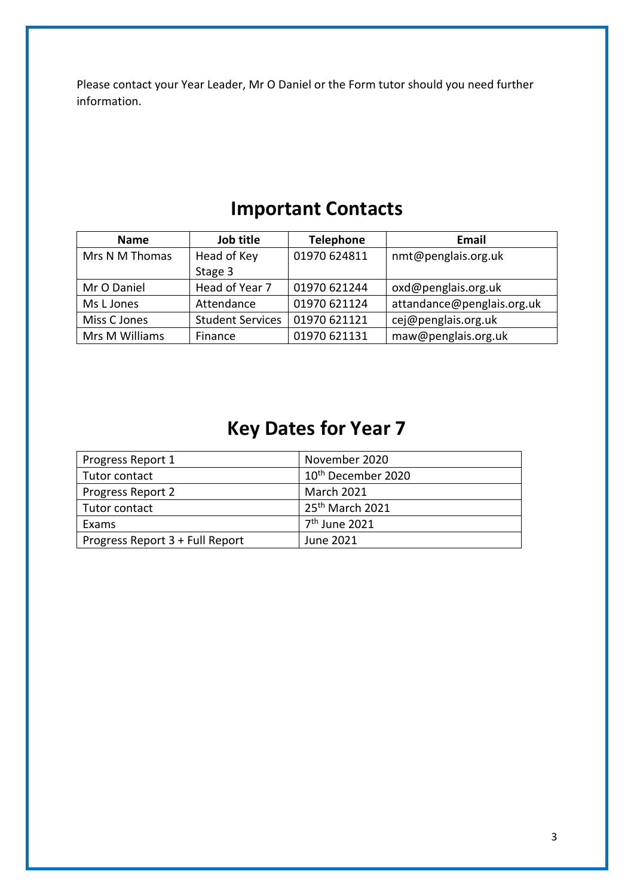Please contact your Year Leader, Mr O Daniel or the Form tutor should you need further information.

## Important Contacts

| Name | Job title | Telephone | Email |
| --- | --- | --- | --- |
| Mrs N M Thomas | Head of Key Stage 3 | 01970 624811 | nmt@penglais.org.uk |
| Mr O Daniel | Head of Year 7 | 01970 621244 | oxd@penglais.org.uk |
| Ms L Jones | Attendance | 01970 621124 | attandance@penglais.org.uk |
| Miss C Jones | Student Services | 01970 621121 | cej@penglais.org.uk |
| Mrs M Williams | Finance | 01970 621131 | maw@penglais.org.uk |

## Key Dates for Year 7

| | |
| --- | --- |
| Progress Report 1 | November 2020 |
| Tutor contact | 10th December 2020 |
| Progress Report 2 | March 2021 |
| Tutor contact | 25th March 2021 |
| Exams | 7th June 2021 |
| Progress Report 3 + Full Report | June 2021 |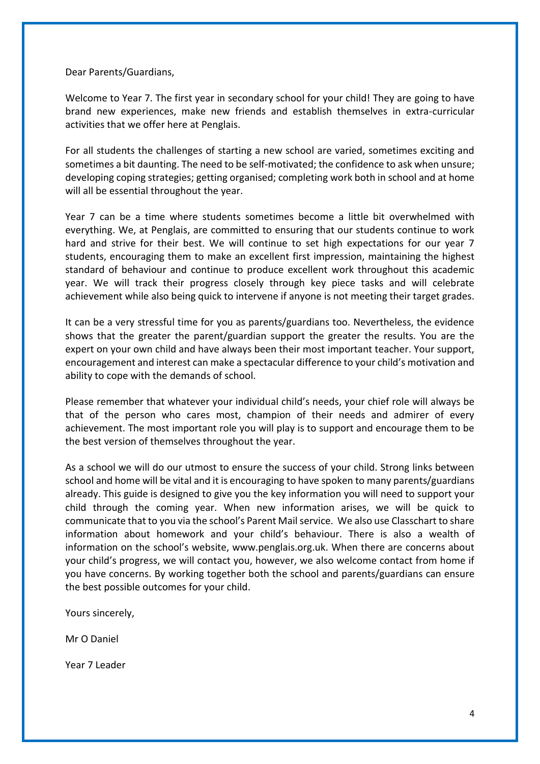Dear Parents/Guardians,

Welcome to Year 7. The first year in secondary school for your child! They are going to have brand new experiences, make new friends and establish themselves in extra-curricular activities that we offer here at Penglais.

For all students the challenges of starting a new school are varied, sometimes exciting and sometimes a bit daunting. The need to be self-motivated; the confidence to ask when unsure; developing coping strategies; getting organised; completing work both in school and at home will all be essential throughout the year.

Year 7 can be a time where students sometimes become a little bit overwhelmed with everything. We, at Penglais, are committed to ensuring that our students continue to work hard and strive for their best. We will continue to set high expectations for our year 7 students, encouraging them to make an excellent first impression, maintaining the highest standard of behaviour and continue to produce excellent work throughout this academic year. We will track their progress closely through key piece tasks and will celebrate achievement while also being quick to intervene if anyone is not meeting their target grades.

It can be a very stressful time for you as parents/guardians too. Nevertheless, the evidence shows that the greater the parent/guardian support the greater the results. You are the expert on your own child and have always been their most important teacher. Your support, encouragement and interest can make a spectacular difference to your child's motivation and ability to cope with the demands of school.

Please remember that whatever your individual child's needs, your chief role will always be that of the person who cares most, champion of their needs and admirer of every achievement. The most important role you will play is to support and encourage them to be the best version of themselves throughout the year.

As a school we will do our utmost to ensure the success of your child. Strong links between school and home will be vital and it is encouraging to have spoken to many parents/guardians already. This guide is designed to give you the key information you will need to support your child through the coming year. When new information arises, we will be quick to communicate that to you via the school's Parent Mail service. We also use Classchart to share information about homework and your child's behaviour. There is also a wealth of information on the school's website, www.penglais.org.uk. When there are concerns about your child's progress, we will contact you, however, we also welcome contact from home if you have concerns. By working together both the school and parents/guardians can ensure the best possible outcomes for your child.

Yours sincerely,

Mr O Daniel

Year 7 Leader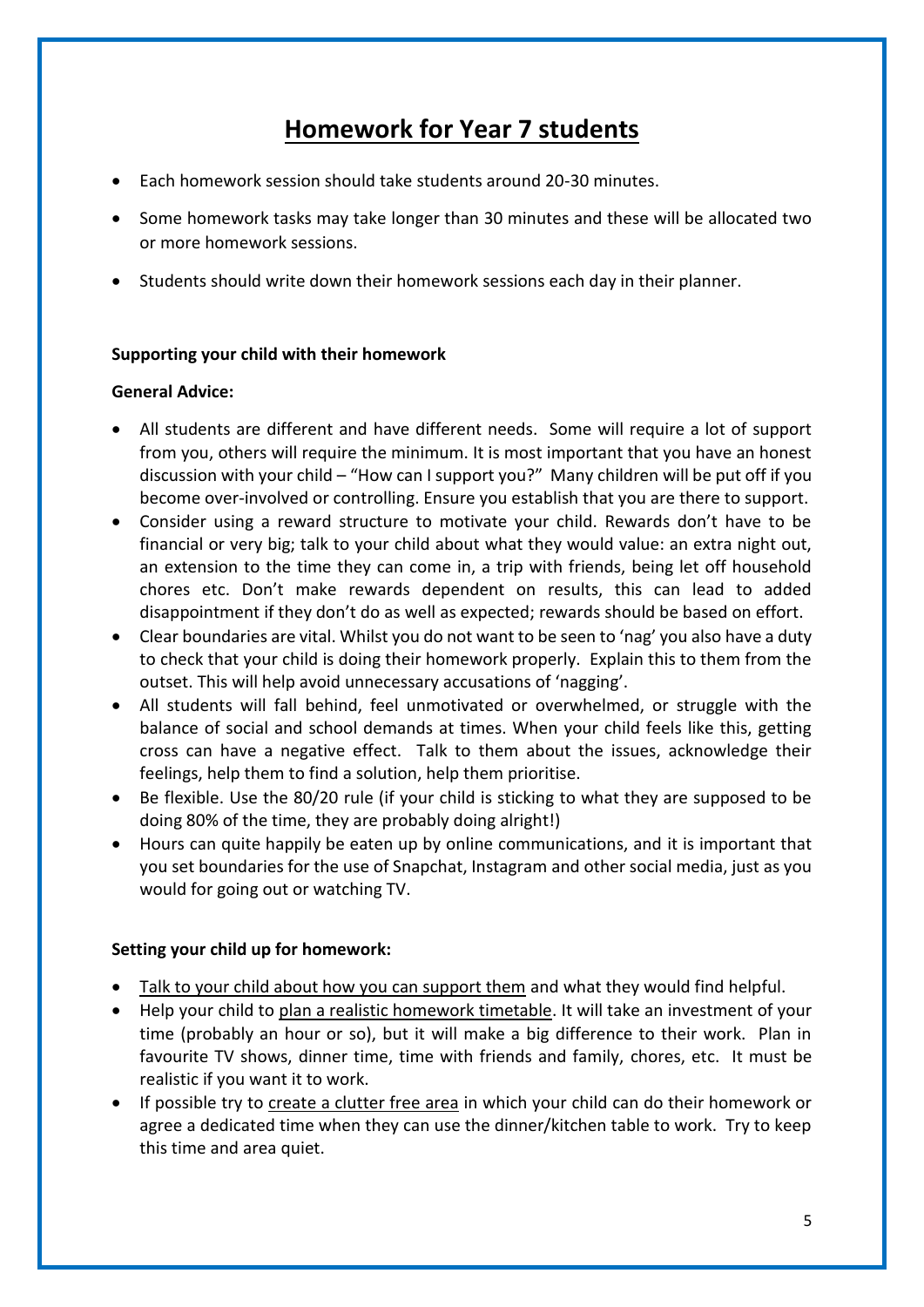# Homework for Year 7 students

- Each homework session should take students around 20-30 minutes.
- Some homework tasks may take longer than 30 minutes and these will be allocated two or more homework sessions.
- Students should write down their homework sessions each day in their planner.

**Supporting your child with their homework**

**General Advice:**

- All students are different and have different needs. Some will require a lot of support from you, others will require the minimum. It is most important that you have an honest discussion with your child – "How can I support you?" Many children will be put off if you become over-involved or controlling. Ensure you establish that you are there to support.
- Consider using a reward structure to motivate your child. Rewards don't have to be financial or very big; talk to your child about what they would value: an extra night out, an extension to the time they can come in, a trip with friends, being let off household chores etc. Don't make rewards dependent on results, this can lead to added disappointment if they don't do as well as expected; rewards should be based on effort.
- Clear boundaries are vital. Whilst you do not want to be seen to 'nag' you also have a duty to check that your child is doing their homework properly. Explain this to them from the outset. This will help avoid unnecessary accusations of 'nagging'.
- All students will fall behind, feel unmotivated or overwhelmed, or struggle with the balance of social and school demands at times. When your child feels like this, getting cross can have a negative effect. Talk to them about the issues, acknowledge their feelings, help them to find a solution, help them prioritise.
- Be flexible. Use the 80/20 rule (if your child is sticking to what they are supposed to be doing 80% of the time, they are probably doing alright!)
- Hours can quite happily be eaten up by online communications, and it is important that you set boundaries for the use of Snapchat, Instagram and other social media, just as you would for going out or watching TV.

**Setting your child up for homework:**

- <u>Talk to your child about how you can support them</u> and what they would find helpful.
- Help your child to <u>plan a realistic homework timetable</u>. It will take an investment of your time (probably an hour or so), but it will make a big difference to their work. Plan in favourite TV shows, dinner time, time with friends and family, chores, etc. It must be realistic if you want it to work.
- If possible try to <u>create a clutter free area</u> in which your child can do their homework or agree a dedicated time when they can use the dinner/kitchen table to work. Try to keep this time and area quiet.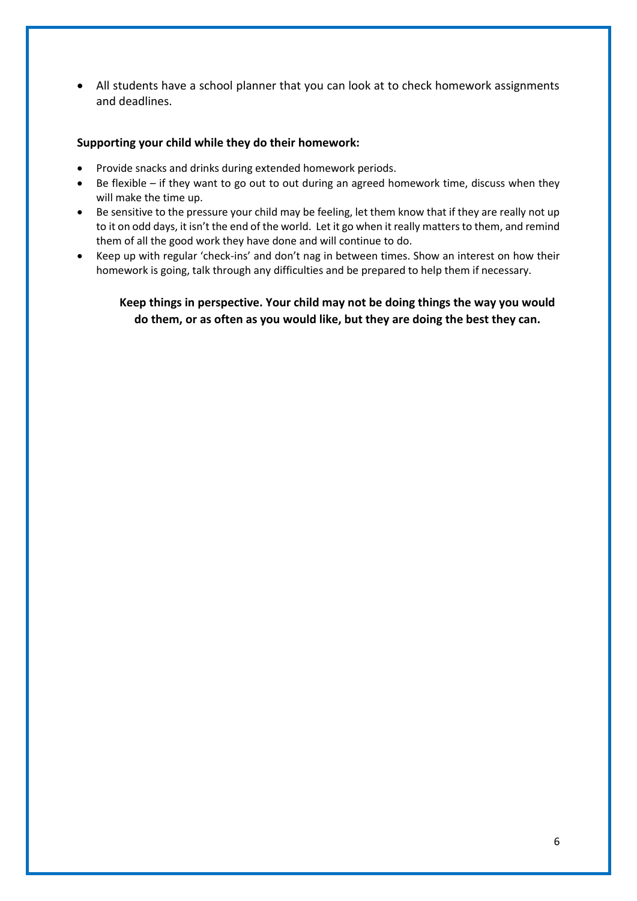- All students have a school planner that you can look at to check homework assignments and deadlines.

**Supporting your child while they do their homework:**

- Provide snacks and drinks during extended homework periods.
- Be flexible – if they want to go out to out during an agreed homework time, discuss when they will make the time up.
- Be sensitive to the pressure your child may be feeling, let them know that if they are really not up to it on odd days, it isn't the end of the world. Let it go when it really matters to them, and remind them of all the good work they have done and will continue to do.
- Keep up with regular 'check-ins' and don't nag in between times. Show an interest on how their homework is going, talk through any difficulties and be prepared to help them if necessary.

**Keep things in perspective. Your child may not be doing things the way you would do them, or as often as you would like, but they are doing the best they can.**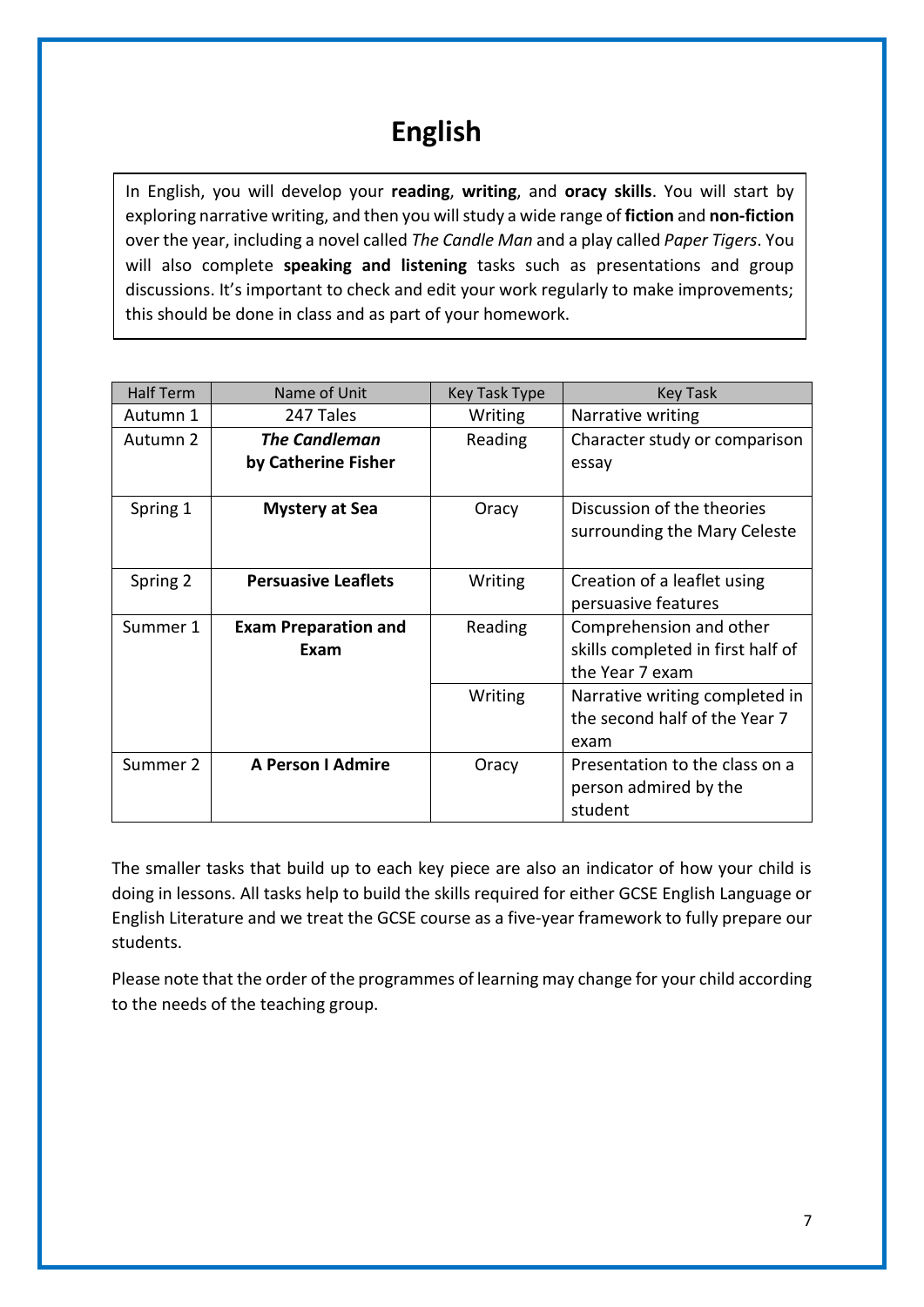# English

In English, you will develop your **reading**, **writing**, and **oracy skills**. You will start by exploring narrative writing, and then you will study a wide range of **fiction** and **non-fiction** over the year, including a novel called *The Candle Man* and a play called *Paper Tigers*. You will also complete **speaking and listening** tasks such as presentations and group discussions. It's important to check and edit your work regularly to make improvements; this should be done in class and as part of your homework.

| Half Term | Name of Unit | Key Task Type | Key Task |
|---|---|---|---|
| Autumn 1 | 247 Tales | Writing | Narrative writing |
| Autumn 2 | ***The Candleman* by Catherine Fisher** | Reading | Character study or comparison essay |
| Spring 1 | **Mystery at Sea** | Oracy | Discussion of the theories surrounding the Mary Celeste |
| Spring 2 | **Persuasive Leaflets** | Writing | Creation of a leaflet using persuasive features |
| Summer 1 | **Exam Preparation and Exam** | Reading | Comprehension and other skills completed in first half of the Year 7 exam |
| | | Writing | Narrative writing completed in the second half of the Year 7 exam |
| Summer 2 | **A Person I Admire** | Oracy | Presentation to the class on a person admired by the student |

The smaller tasks that build up to each key piece are also an indicator of how your child is doing in lessons. All tasks help to build the skills required for either GCSE English Language or English Literature and we treat the GCSE course as a five-year framework to fully prepare our students.

Please note that the order of the programmes of learning may change for your child according to the needs of the teaching group.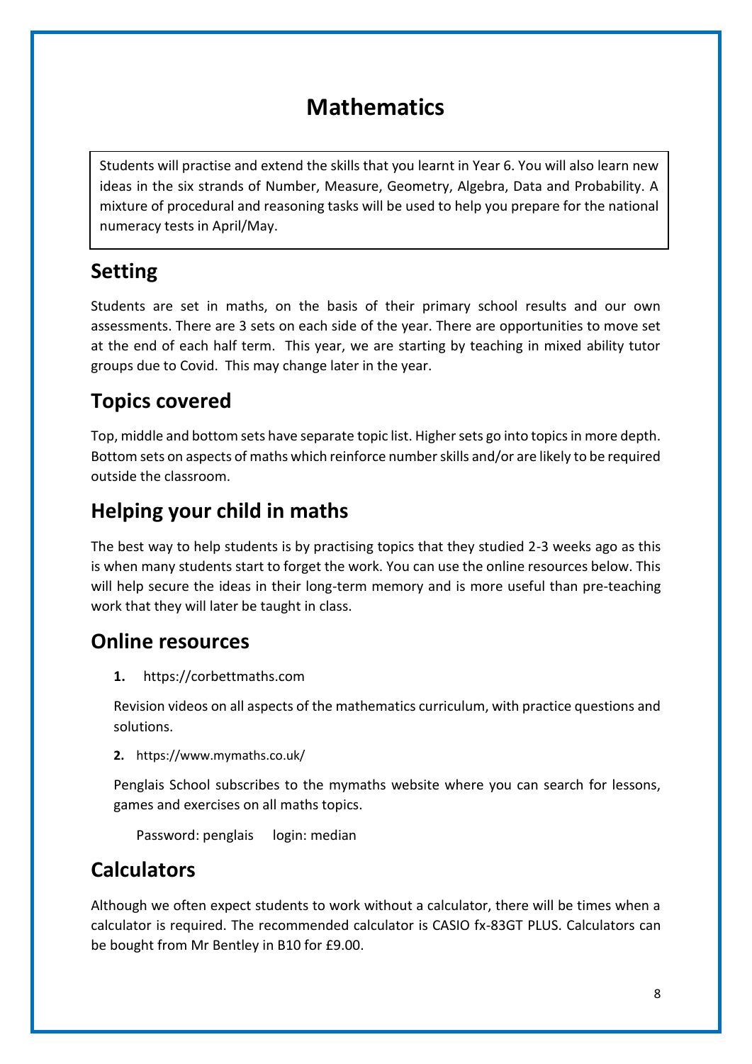# Mathematics

Students will practise and extend the skills that you learnt in Year 6. You will also learn new ideas in the six strands of Number, Measure, Geometry, Algebra, Data and Probability. A mixture of procedural and reasoning tasks will be used to help you prepare for the national numeracy tests in April/May.

## Setting

Students are set in maths, on the basis of their primary school results and our own assessments. There are 3 sets on each side of the year. There are opportunities to move set at the end of each half term. This year, we are starting by teaching in mixed ability tutor groups due to Covid. This may change later in the year.

## Topics covered

Top, middle and bottom sets have separate topic list. Higher sets go into topics in more depth. Bottom sets on aspects of maths which reinforce number skills and/or are likely to be required outside the classroom.

## Helping your child in maths

The best way to help students is by practising topics that they studied 2-3 weeks ago as this is when many students start to forget the work. You can use the online resources below. This will help secure the ideas in their long-term memory and is more useful than pre-teaching work that they will later be taught in class.

## Online resources

1. https://corbettmaths.com

   Revision videos on all aspects of the mathematics curriculum, with practice questions and solutions.

2. https://www.mymaths.co.uk/

   Penglais School subscribes to the mymaths website where you can search for lessons, games and exercises on all maths topics.

   Password: penglais login: median

## Calculators

Although we often expect students to work without a calculator, there will be times when a calculator is required. The recommended calculator is CASIO fx-83GT PLUS. Calculators can be bought from Mr Bentley in B10 for £9.00.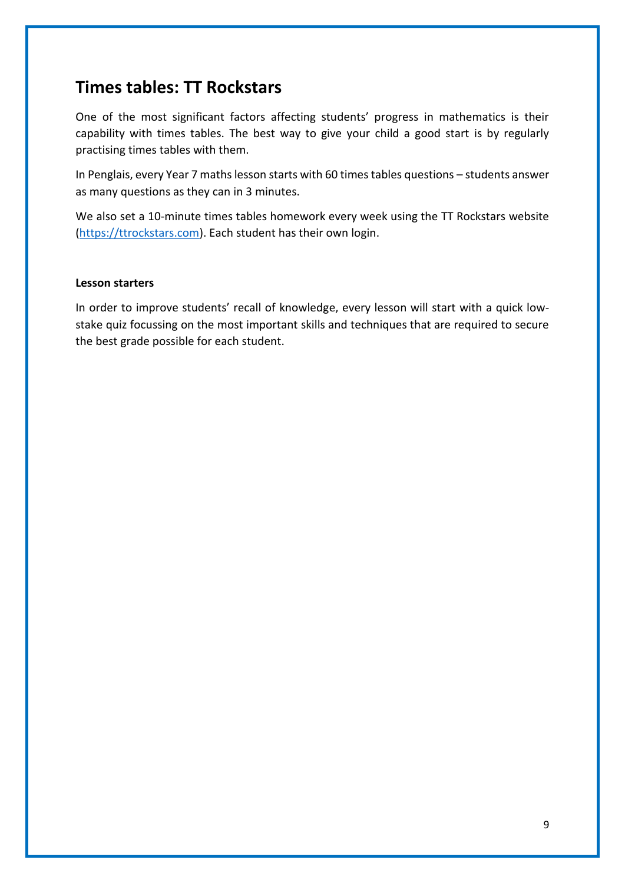## Times tables: TT Rockstars

One of the most significant factors affecting students' progress in mathematics is their capability with times tables. The best way to give your child a good start is by regularly practising times tables with them.

In Penglais, every Year 7 maths lesson starts with 60 times tables questions – students answer as many questions as they can in 3 minutes.

We also set a 10-minute times tables homework every week using the TT Rockstars website (https://ttrockstars.com). Each student has their own login.

**Lesson starters**

In order to improve students' recall of knowledge, every lesson will start with a quick low-stake quiz focussing on the most important skills and techniques that are required to secure the best grade possible for each student.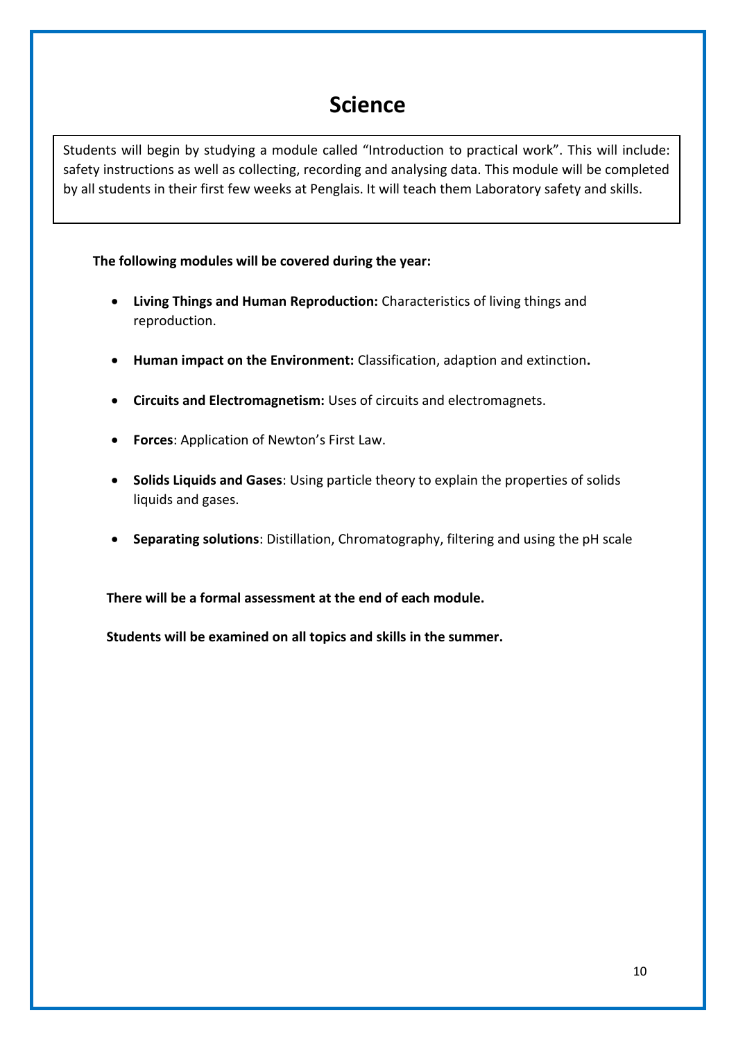# Science

Students will begin by studying a module called “Introduction to practical work”. This will include: safety instructions as well as collecting, recording and analysing data. This module will be completed by all students in their first few weeks at Penglais. It will teach them Laboratory safety and skills.

**The following modules will be covered during the year:**

- **Living Things and Human Reproduction:** Characteristics of living things and reproduction.
- **Human impact on the Environment:** Classification, adaption and extinction**.**
- **Circuits and Electromagnetism:** Uses of circuits and electromagnets.
- **Forces**: Application of Newton’s First Law.
- **Solids Liquids and Gases**: Using particle theory to explain the properties of solids liquids and gases.
- **Separating solutions**: Distillation, Chromatography, filtering and using the pH scale

**There will be a formal assessment at the end of each module.**

**Students will be examined on all topics and skills in the summer.**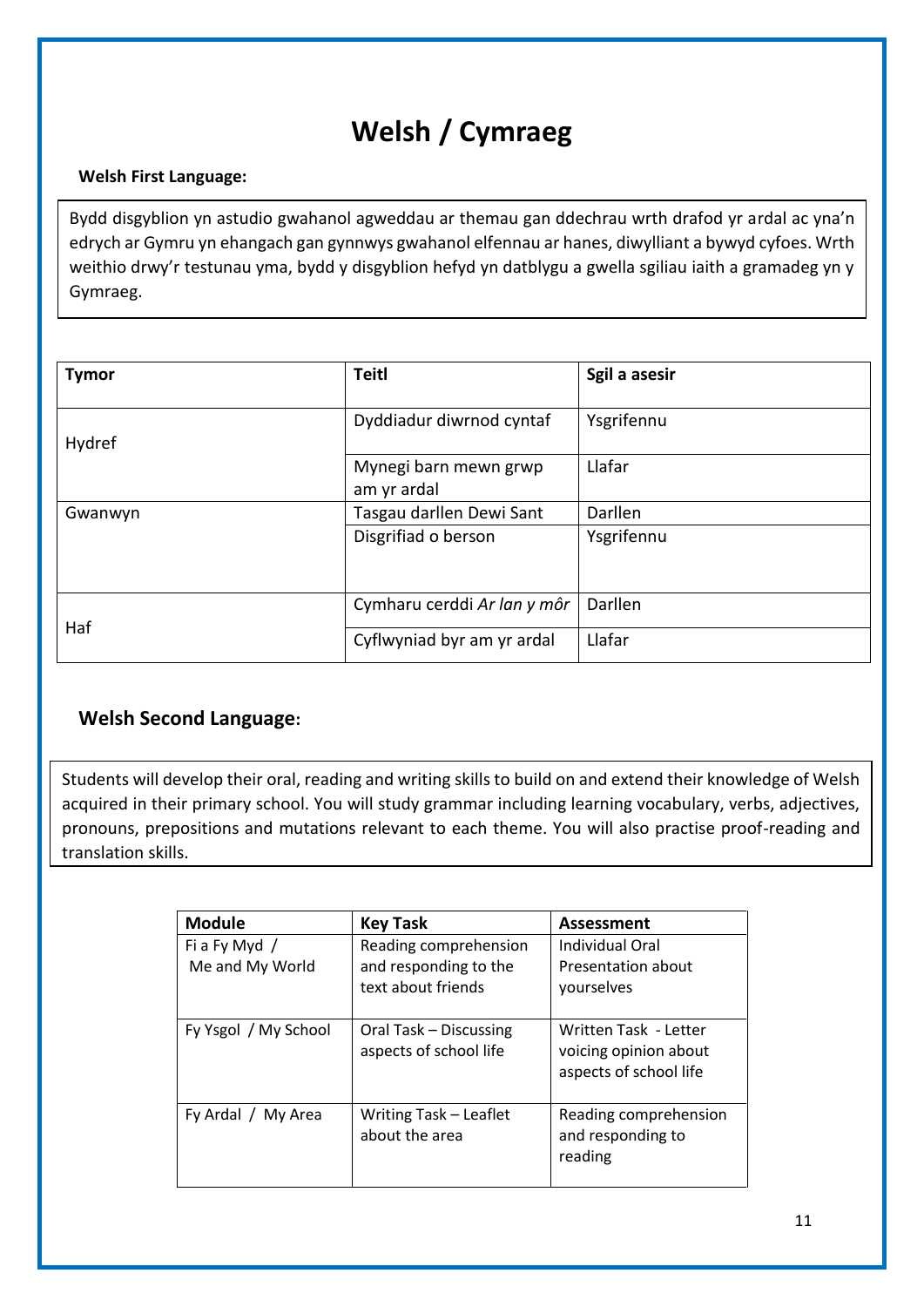# Welsh / Cymraeg

**Welsh First Language:**

Bydd disgyblion yn astudio gwahanol agweddau ar themau gan ddechrau wrth drafod yr ardal ac yna'n edrych ar Gymru yn ehangach gan gynnwys gwahanol elfennau ar hanes, diwylliant a bywyd cyfoes. Wrth weithio drwy'r testunau yma, bydd y disgyblion hefyd yn datblygu a gwella sgiliau iaith a gramadeg yn y Gymraeg.

| **Tymor** | **Teitl** | **Sgil a asesir** |
|---|---|---|
| Hydref | Dyddiadur diwrnod cyntaf | Ysgrifennu |
| | Mynegi barn mewn grwp am yr ardal | Llafar |
| Gwanwyn | Tasgau darllen Dewi Sant | Darllen |
| | Disgrifiad o berson | Ysgrifennu |
| Haf | Cymharu cerddi *Ar lan y môr* | Darllen |
| | Cyflwyniad byr am yr ardal | Llafar |

## Welsh Second Language:

Students will develop their oral, reading and writing skills to build on and extend their knowledge of Welsh acquired in their primary school. You will study grammar including learning vocabulary, verbs, adjectives, pronouns, prepositions and mutations relevant to each theme. You will also practise proof-reading and translation skills.

| **Module** | **Key Task** | **Assessment** |
|---|---|---|
| Fi a Fy Myd / Me and My World | Reading comprehension and responding to the text about friends | Individual Oral Presentation about yourselves |
| Fy Ysgol / My School | Oral Task – Discussing aspects of school life | Written Task - Letter voicing opinion about aspects of school life |
| Fy Ardal / My Area | Writing Task – Leaflet about the area | Reading comprehension and responding to reading |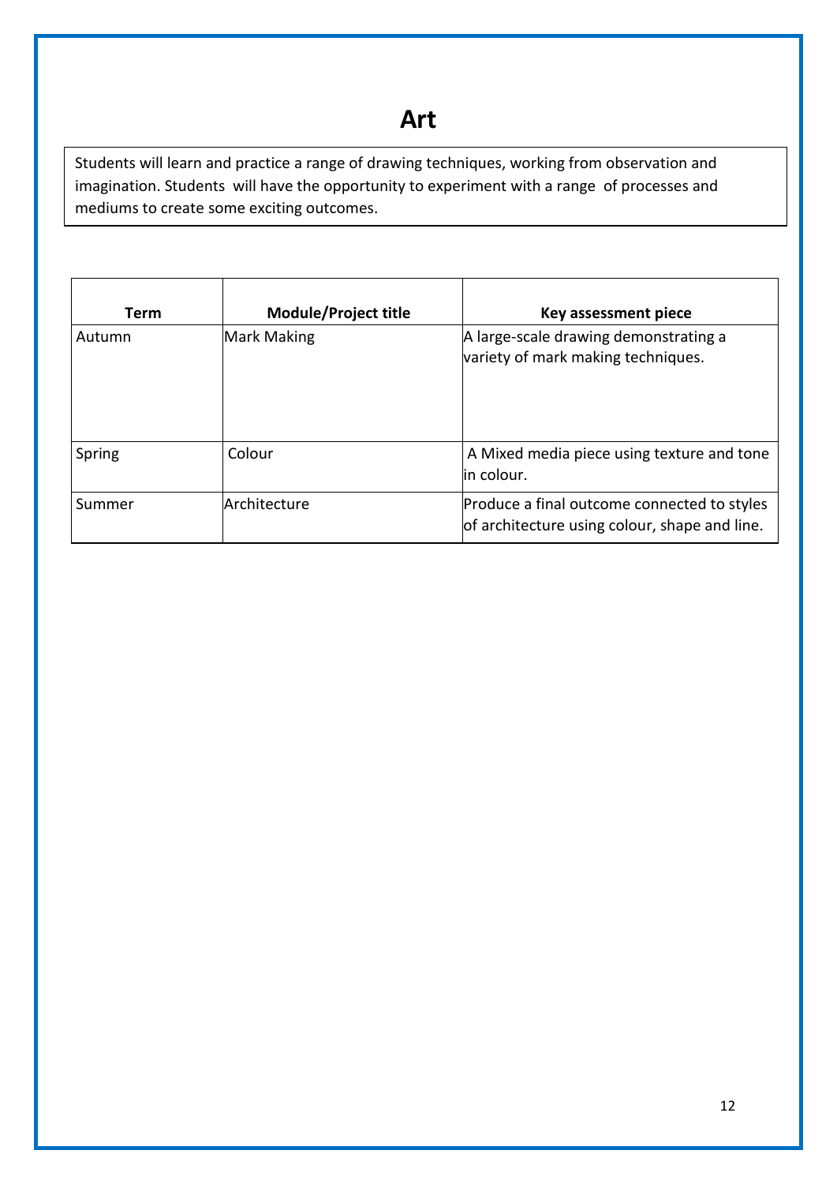# Art

Students will learn and practice a range of drawing techniques, working from observation and imagination. Students will have the opportunity to experiment with a range of processes and mediums to create some exciting outcomes.

| Term | Module/Project title | Key assessment piece |
|---|---|---|
| Autumn | Mark Making | A large-scale drawing demonstrating a variety of mark making techniques. |
| Spring | Colour | A Mixed media piece using texture and tone in colour. |
| Summer | Architecture | Produce a final outcome connected to styles of architecture using colour, shape and line. |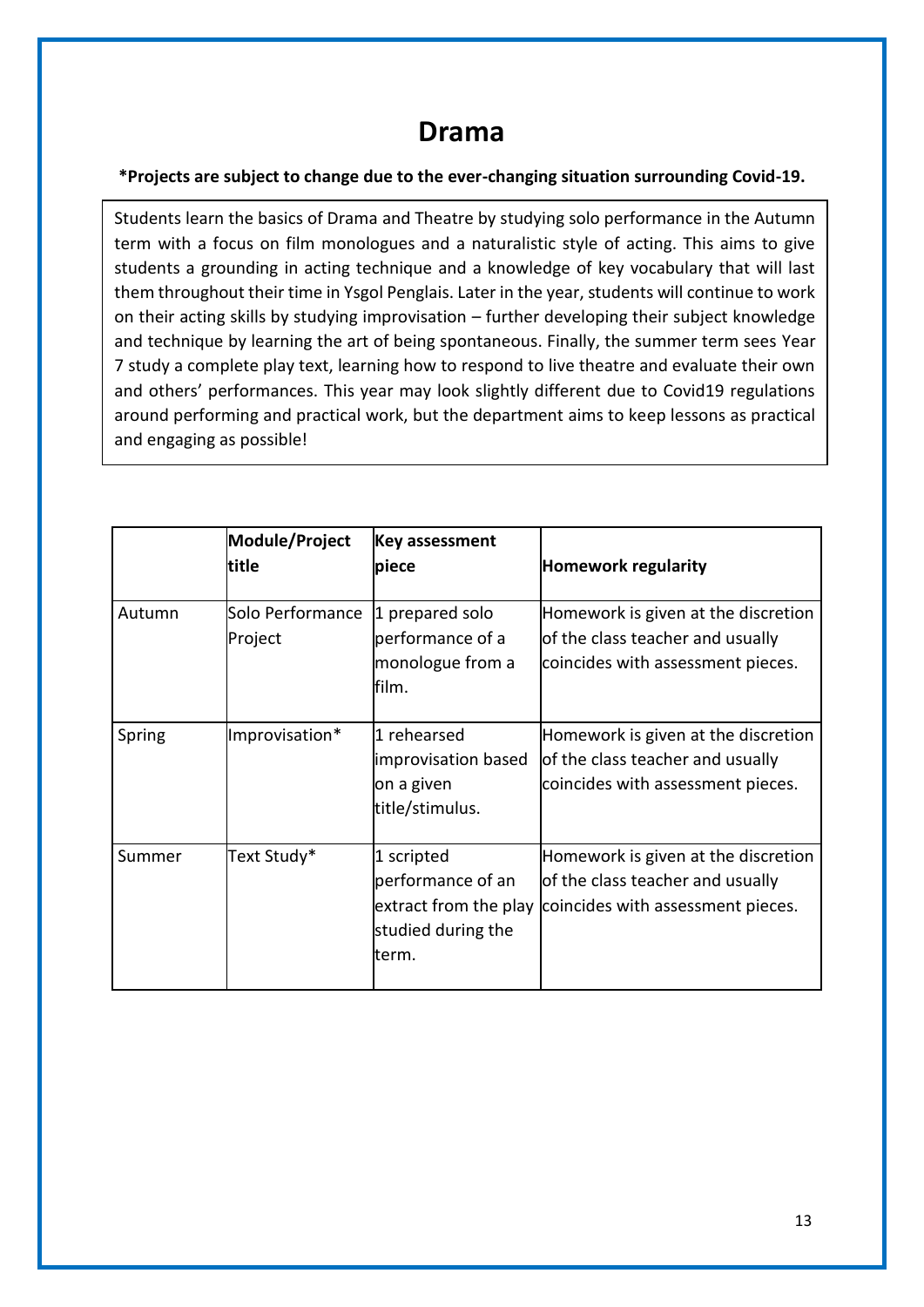# Drama

**\*Projects are subject to change due to the ever-changing situation surrounding Covid-19.**

Students learn the basics of Drama and Theatre by studying solo performance in the Autumn term with a focus on film monologues and a naturalistic style of acting. This aims to give students a grounding in acting technique and a knowledge of key vocabulary that will last them throughout their time in Ysgol Penglais. Later in the year, students will continue to work on their acting skills by studying improvisation – further developing their subject knowledge and technique by learning the art of being spontaneous. Finally, the summer term sees Year 7 study a complete play text, learning how to respond to live theatre and evaluate their own and others' performances. This year may look slightly different due to Covid19 regulations around performing and practical work, but the department aims to keep lessons as practical and engaging as possible!

| | **Module/Project title** | **Key assessment piece** | **Homework regularity** |
|---|---|---|---|
| Autumn | Solo Performance Project | 1 prepared solo performance of a monologue from a film. | Homework is given at the discretion of the class teacher and usually coincides with assessment pieces. |
| Spring | Improvisation* | 1 rehearsed improvisation based on a given title/stimulus. | Homework is given at the discretion of the class teacher and usually coincides with assessment pieces. |
| Summer | Text Study* | 1 scripted performance of an extract from the play studied during the term. | Homework is given at the discretion of the class teacher and usually coincides with assessment pieces. |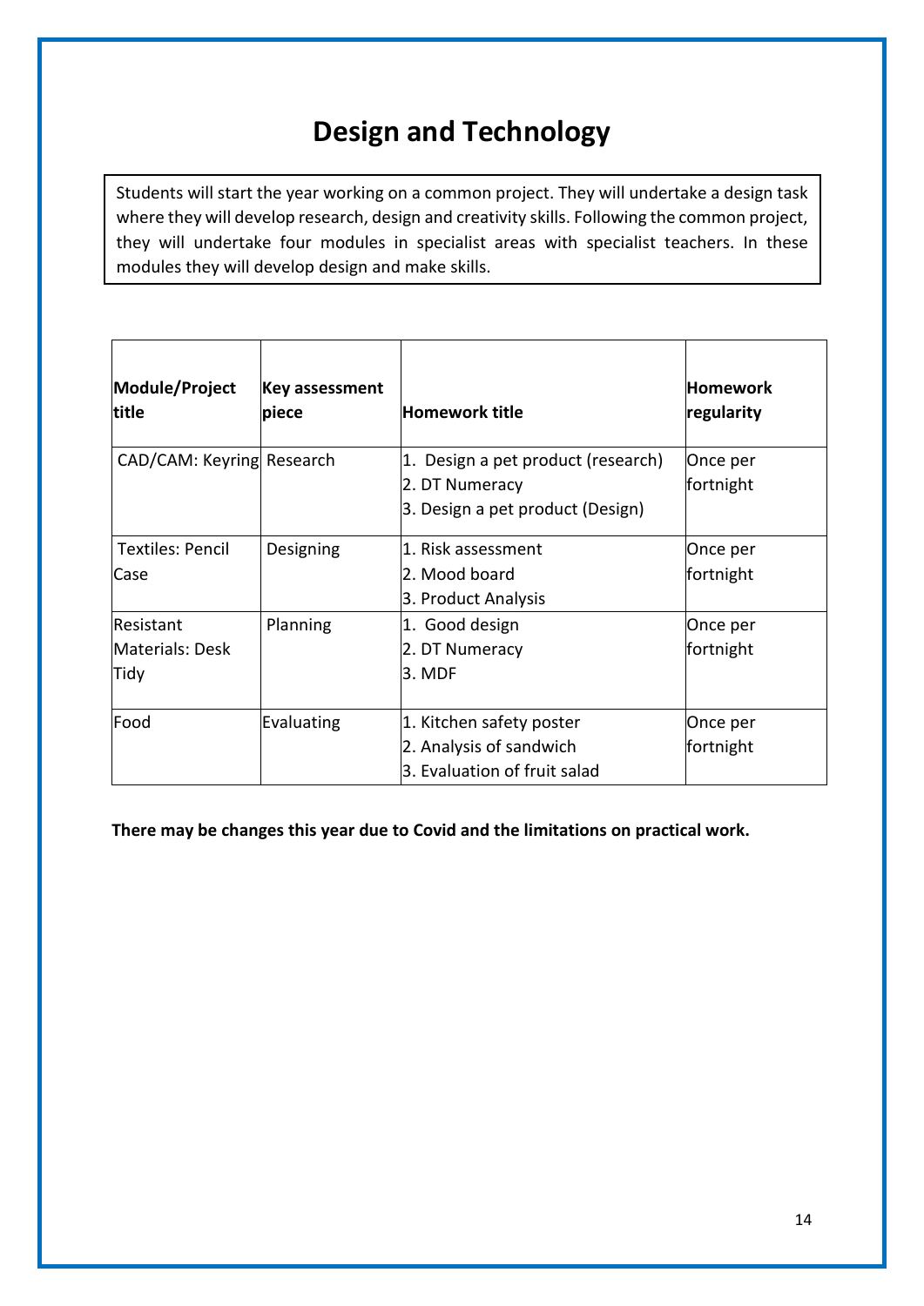# Design and Technology

Students will start the year working on a common project. They will undertake a design task where they will develop research, design and creativity skills. Following the common project, they will undertake four modules in specialist areas with specialist teachers. In these modules they will develop design and make skills.

| **Module/Project title** | **Key assessment piece** | **Homework title** | **Homework regularity** |
| --- | --- | --- | --- |
| CAD/CAM: Keyring | Research | 1. Design a pet product (research)<br>2. DT Numeracy<br>3. Design a pet product (Design) | Once per fortnight |
| Textiles: Pencil Case | Designing | 1. Risk assessment<br>2. Mood board<br>3. Product Analysis | Once per fortnight |
| Resistant Materials: Desk Tidy | Planning | 1. Good design<br>2. DT Numeracy<br>3. MDF | Once per fortnight |
| Food | Evaluating | 1. Kitchen safety poster<br>2. Analysis of sandwich<br>3. Evaluation of fruit salad | Once per fortnight |

**There may be changes this year due to Covid and the limitations on practical work.**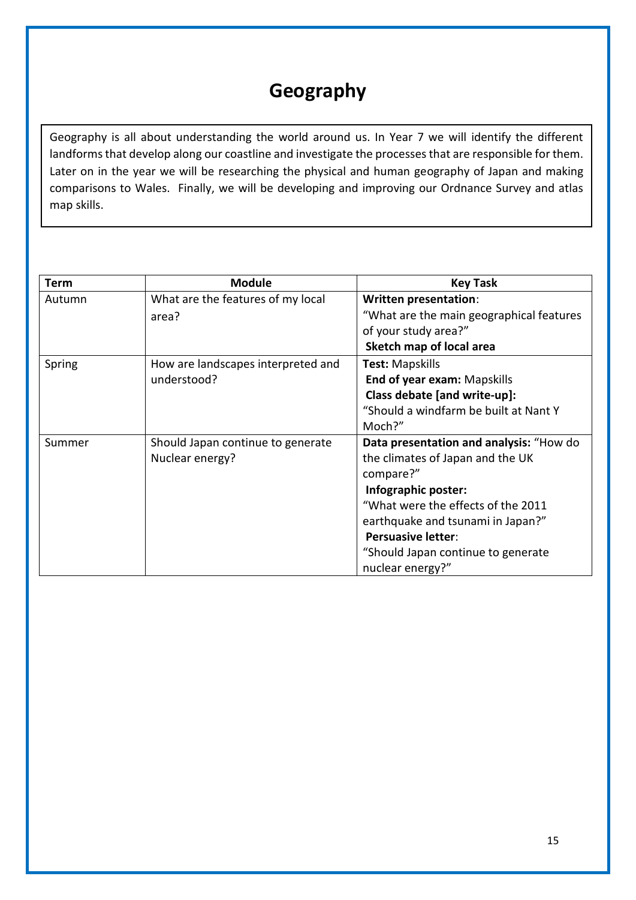# Geography

Geography is all about understanding the world around us. In Year 7 we will identify the different landforms that develop along our coastline and investigate the processes that are responsible for them. Later on in the year we will be researching the physical and human geography of Japan and making comparisons to Wales. Finally, we will be developing and improving our Ordnance Survey and atlas map skills.

| Term | Module | Key Task |
|---|---|---|
| Autumn | What are the features of my local area? | **Written presentation**: "What are the main geographical features of your study area?" **Sketch map of local area** |
| Spring | How are landscapes interpreted and understood? | **Test:** Mapskills **End of year exam:** Mapskills **Class debate [and write-up]:** "Should a windfarm be built at Nant Y Moch?" |
| Summer | Should Japan continue to generate Nuclear energy? | **Data presentation and analysis:** "How do the climates of Japan and the UK compare?" **Infographic poster:** "What were the effects of the 2011 earthquake and tsunami in Japan?" **Persuasive letter**: "Should Japan continue to generate nuclear energy?" |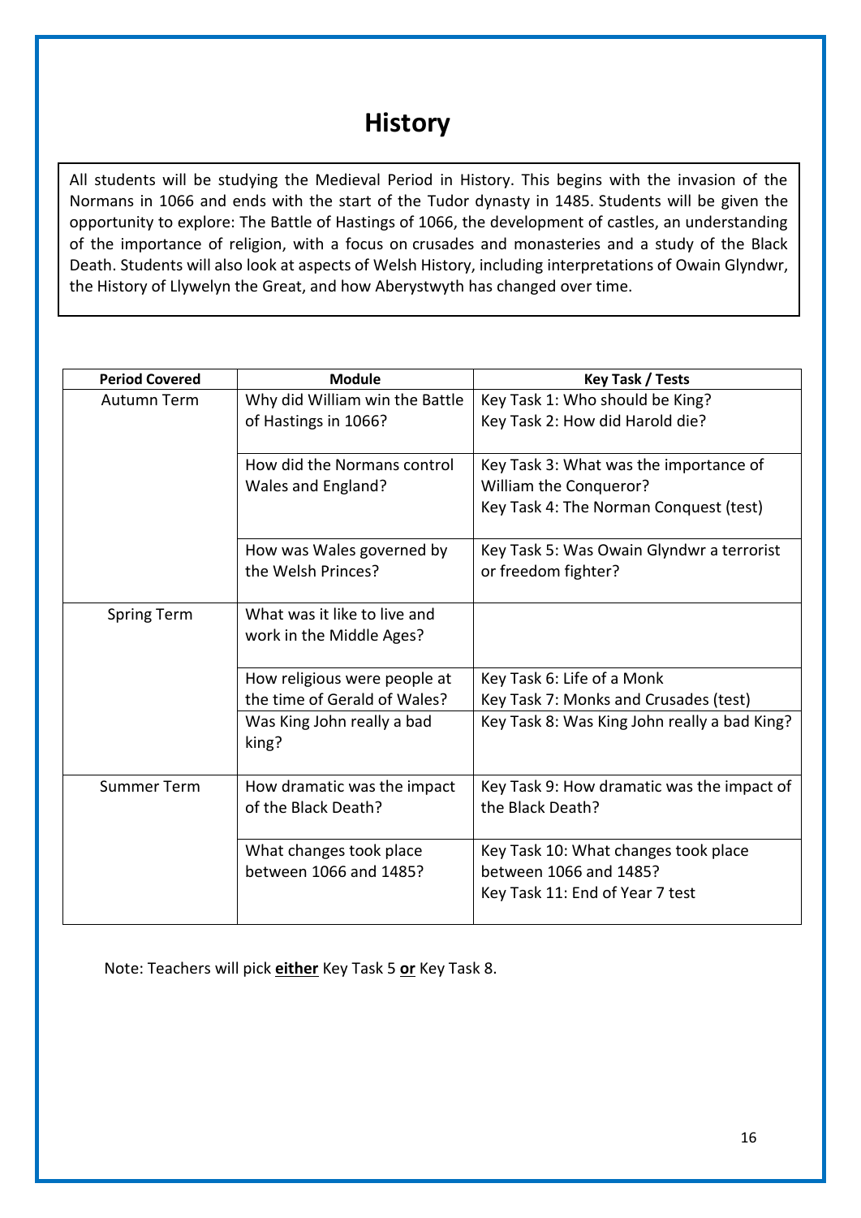# History

All students will be studying the Medieval Period in History. This begins with the invasion of the Normans in 1066 and ends with the start of the Tudor dynasty in 1485. Students will be given the opportunity to explore: The Battle of Hastings of 1066, the development of castles, an understanding of the importance of religion, with a focus on crusades and monasteries and a study of the Black Death. Students will also look at aspects of Welsh History, including interpretations of Owain Glyndwr, the History of Llywelyn the Great, and how Aberystwyth has changed over time.

| Period Covered | Module | Key Task / Tests |
|---|---|---|
| Autumn Term | Why did William win the Battle of Hastings in 1066? | Key Task 1: Who should be King?<br>Key Task 2: How did Harold die? |
| | How did the Normans control Wales and England? | Key Task 3: What was the importance of William the Conqueror?<br>Key Task 4: The Norman Conquest (test) |
| | How was Wales governed by the Welsh Princes? | Key Task 5: Was Owain Glyndwr a terrorist or freedom fighter? |
| Spring Term | What was it like to live and work in the Middle Ages? | |
| | How religious were people at the time of Gerald of Wales? | Key Task 6: Life of a Monk<br>Key Task 7: Monks and Crusades (test) |
| | Was King John really a bad king? | Key Task 8: Was King John really a bad King? |
| Summer Term | How dramatic was the impact of the Black Death? | Key Task 9: How dramatic was the impact of the Black Death? |
| | What changes took place between 1066 and 1485? | Key Task 10: What changes took place between 1066 and 1485?<br>Key Task 11: End of Year 7 test |

Note: Teachers will pick **<u>either</u>** Key Task 5 **<u>or</u>** Key Task 8.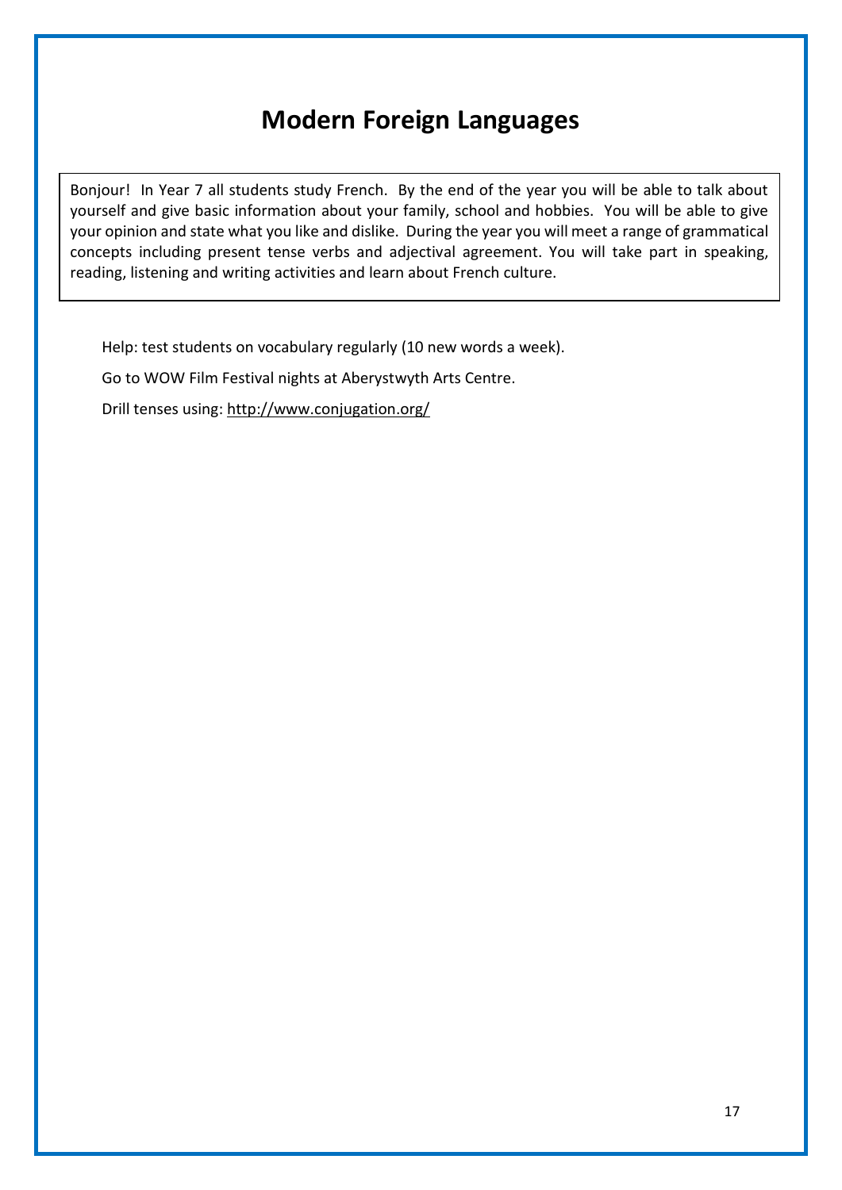# Modern Foreign Languages

Bonjour! In Year 7 all students study French. By the end of the year you will be able to talk about yourself and give basic information about your family, school and hobbies. You will be able to give your opinion and state what you like and dislike. During the year you will meet a range of grammatical concepts including present tense verbs and adjectival agreement. You will take part in speaking, reading, listening and writing activities and learn about French culture.

Help: test students on vocabulary regularly (10 new words a week).

Go to WOW Film Festival nights at Aberystwyth Arts Centre.

Drill tenses using: http://www.conjugation.org/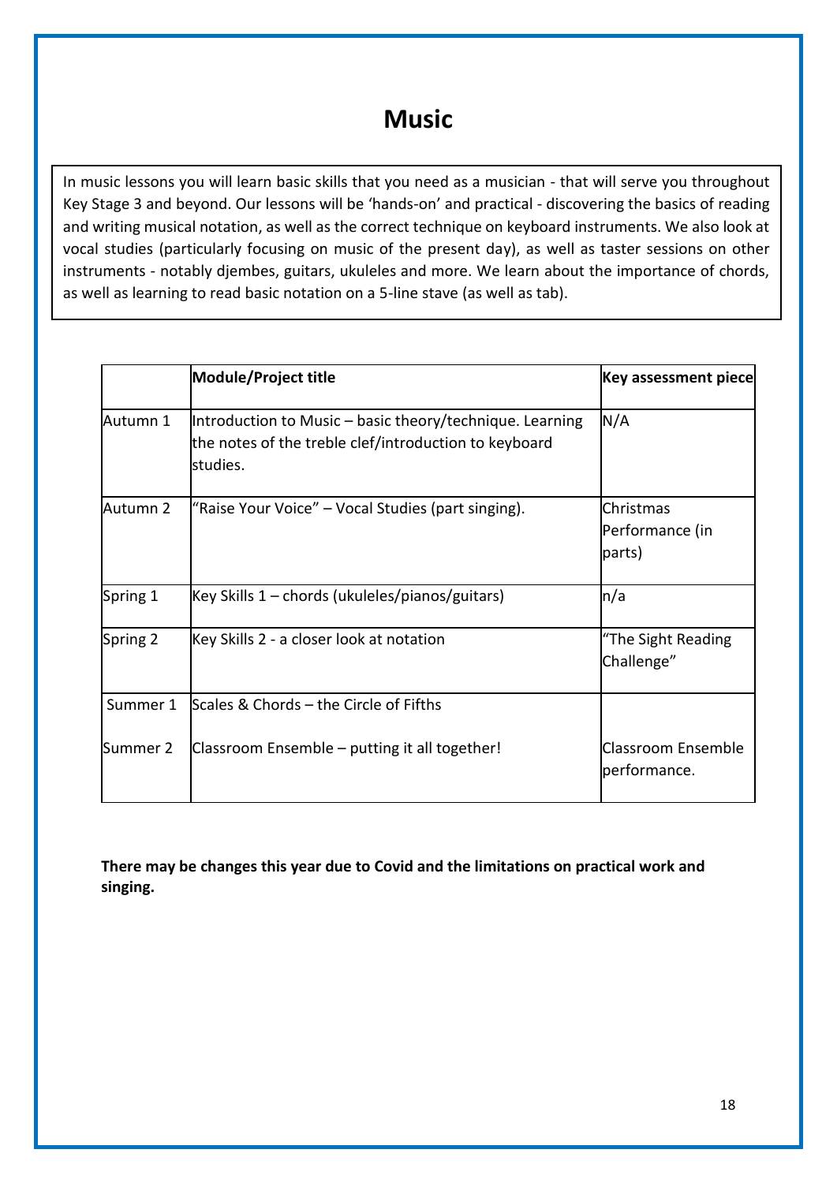# Music

In music lessons you will learn basic skills that you need as a musician - that will serve you throughout Key Stage 3 and beyond. Our lessons will be 'hands-on' and practical - discovering the basics of reading and writing musical notation, as well as the correct technique on keyboard instruments. We also look at vocal studies (particularly focusing on music of the present day), as well as taster sessions on other instruments - notably djembes, guitars, ukuleles and more. We learn about the importance of chords, as well as learning to read basic notation on a 5-line stave (as well as tab).

| | Module/Project title | Key assessment piece |
|---|---|---|
| Autumn 1 | Introduction to Music – basic theory/technique. Learning the notes of the treble clef/introduction to keyboard studies. | N/A |
| Autumn 2 | "Raise Your Voice" – Vocal Studies (part singing). | Christmas Performance (in parts) |
| Spring 1 | Key Skills 1 – chords (ukuleles/pianos/guitars) | n/a |
| Spring 2 | Key Skills 2 - a closer look at notation | "The Sight Reading Challenge" |
| Summer 1 | Scales & Chords – the Circle of Fifths | |
| Summer 2 | Classroom Ensemble – putting it all together! | Classroom Ensemble performance. |

**There may be changes this year due to Covid and the limitations on practical work and singing.**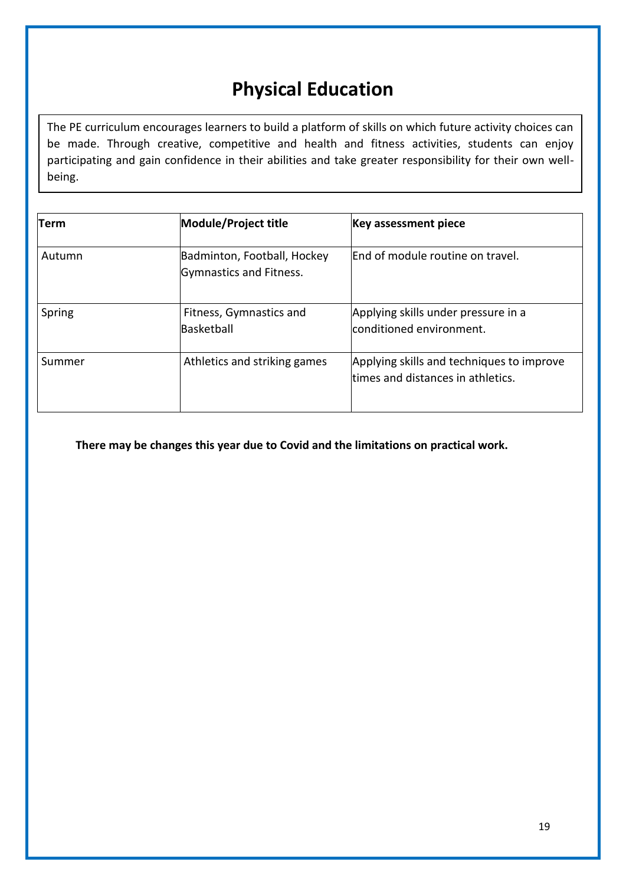# Physical Education

The PE curriculum encourages learners to build a platform of skills on which future activity choices can be made. Through creative, competitive and health and fitness activities, students can enjoy participating and gain confidence in their abilities and take greater responsibility for their own well-being.

| Term | Module/Project title | Key assessment piece |
|---|---|---|
| Autumn | Badminton, Football, Hockey Gymnastics and Fitness. | End of module routine on travel. |
| Spring | Fitness, Gymnastics and Basketball | Applying skills under pressure in a conditioned environment. |
| Summer | Athletics and striking games | Applying skills and techniques to improve times and distances in athletics. |

**There may be changes this year due to Covid and the limitations on practical work.**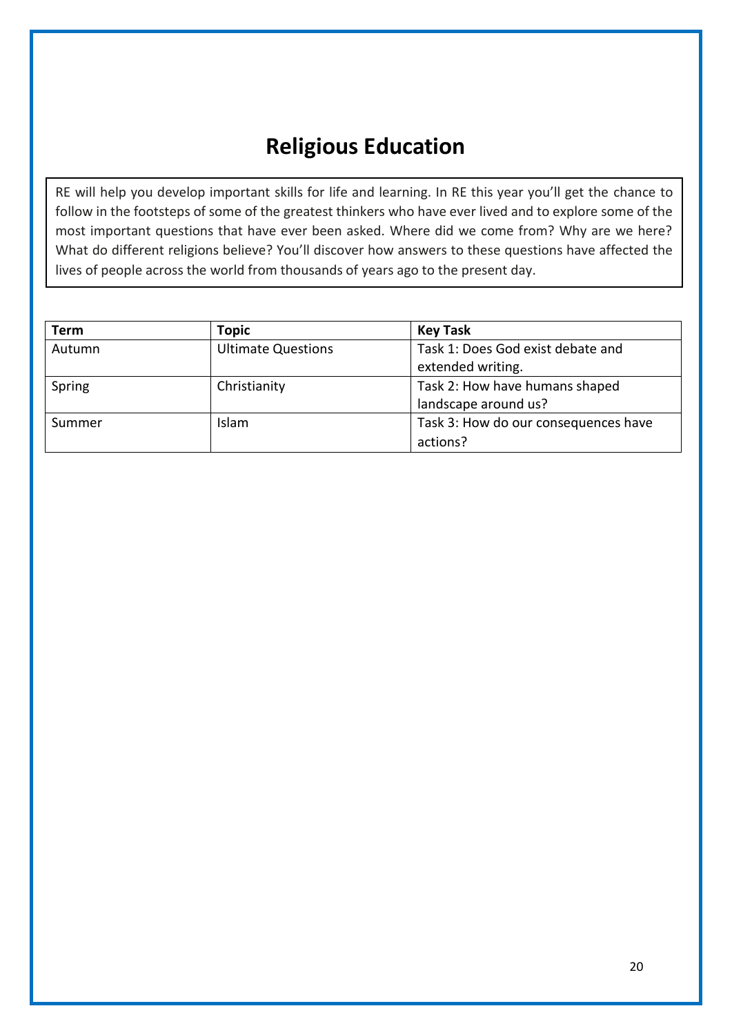# Religious Education

RE will help you develop important skills for life and learning. In RE this year you'll get the chance to follow in the footsteps of some of the greatest thinkers who have ever lived and to explore some of the most important questions that have ever been asked. Where did we come from? Why are we here? What do different religions believe? You'll discover how answers to these questions have affected the lives of people across the world from thousands of years ago to the present day.

| Term | Topic | Key Task |
| --- | --- | --- |
| Autumn | Ultimate Questions | Task 1: Does God exist debate and extended writing. |
| Spring | Christianity | Task 2: How have humans shaped landscape around us? |
| Summer | Islam | Task 3: How do our consequences have actions? |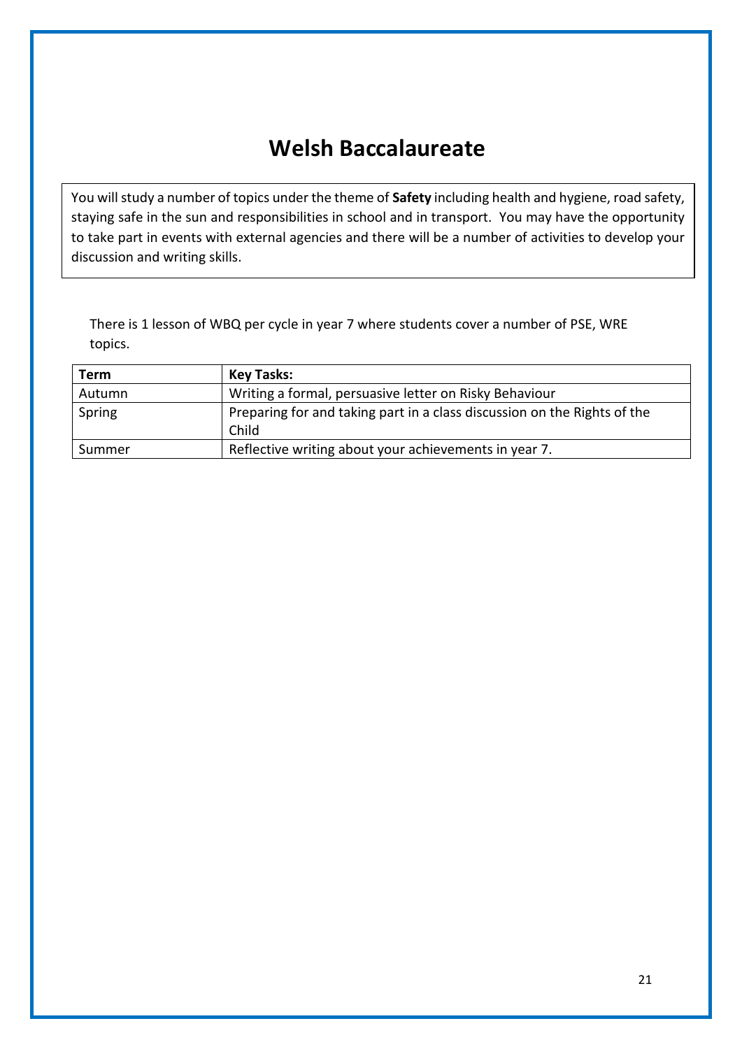# Welsh Baccalaureate

You will study a number of topics under the theme of **Safety** including health and hygiene, road safety, staying safe in the sun and responsibilities in school and in transport. You may have the opportunity to take part in events with external agencies and there will be a number of activities to develop your discussion and writing skills.

There is 1 lesson of WBQ per cycle in year 7 where students cover a number of PSE, WRE topics.

| **Term** | **Key Tasks:** |
|---|---|
| Autumn | Writing a formal, persuasive letter on Risky Behaviour |
| Spring | Preparing for and taking part in a class discussion on the Rights of the Child |
| Summer | Reflective writing about your achievements in year 7. |